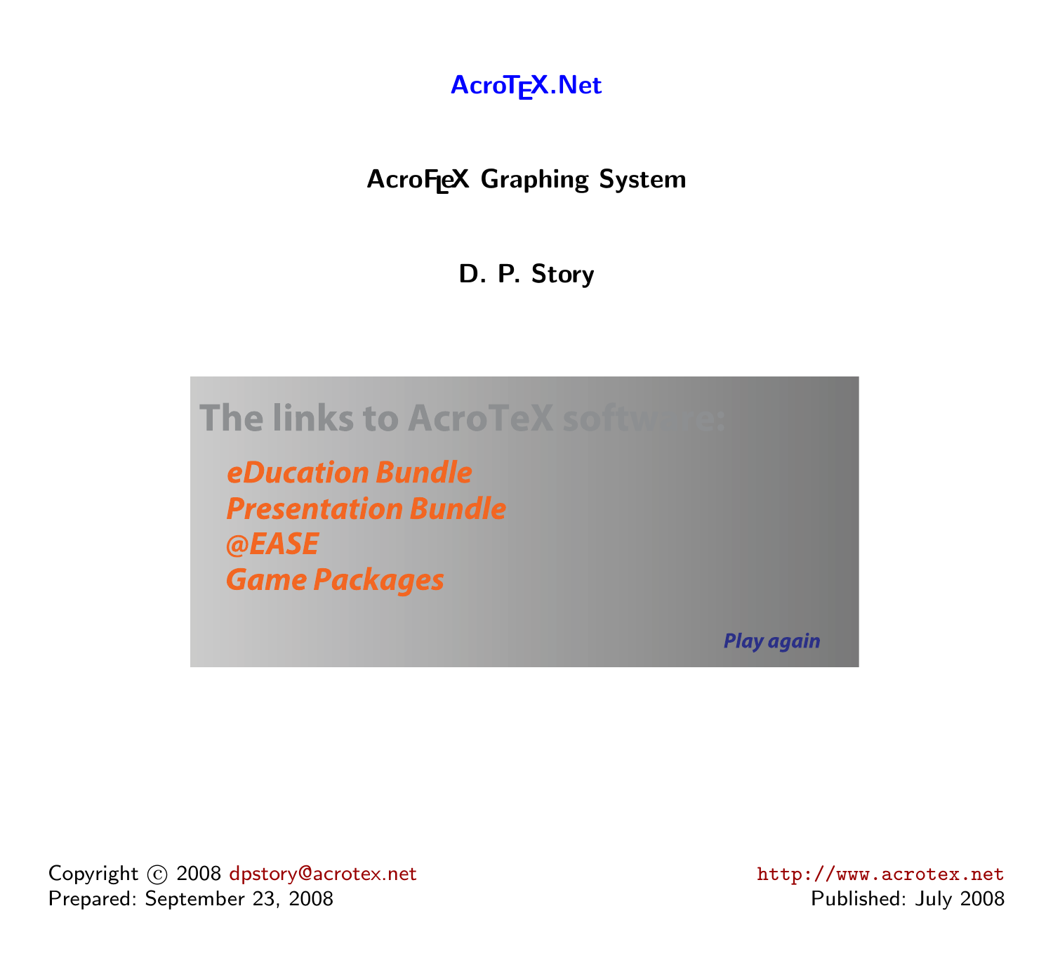**AcroTEX.Net**

# AcroFLeX Graphing System

**D. P. Story**

The links to AcroTeX software:

*eDucation Bundle*
*Presentation Bundle*
*@EASE*
*Game Packages*

*Play again*

Copyright © 2008 dpstory@acrotex.net
Prepared: September 23, 2008

http://www.acrotex.net
Published: July 2008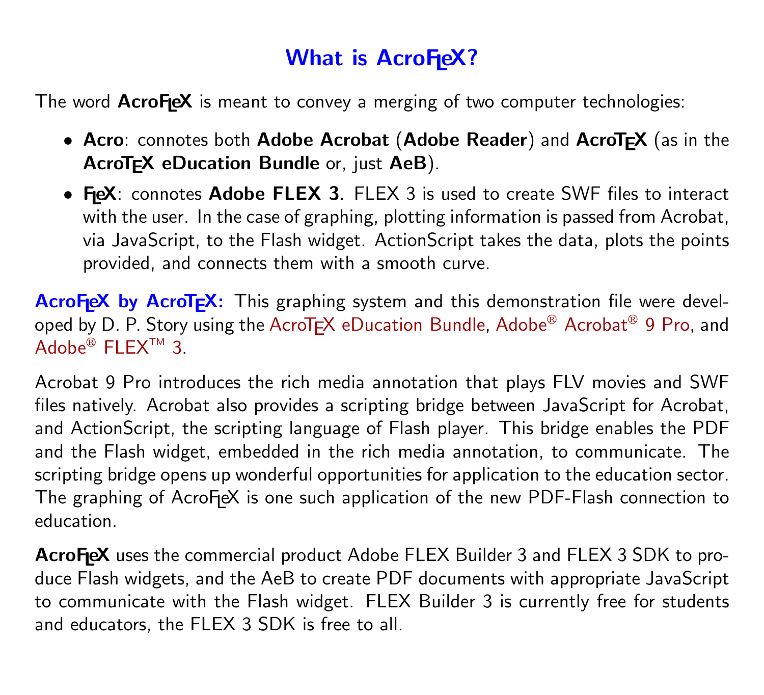# What is AcroFLeX?

The word **AcroFLeX** is meant to convey a merging of two computer technologies:

- **Acro**: connotes both **Adobe Acrobat** (**Adobe Reader**) and **AcroTEX** (as in the **AcroTEX eDucation Bundle** or, just **AeB**).
- **FLeX**: connotes **Adobe FLEX 3**. FLEX 3 is used to create SWF files to interact with the user. In the case of graphing, plotting information is passed from Acrobat, via JavaScript, to the Flash widget. ActionScript takes the data, plots the points provided, and connects them with a smooth curve.

**AcroFLeX by AcroTEX:** This graphing system and this demonstration file were developed by D. P. Story using the AcroTEX eDucation Bundle, Adobe® Acrobat® 9 Pro, and Adobe® FLEX™ 3.

Acrobat 9 Pro introduces the rich media annotation that plays FLV movies and SWF files natively. Acrobat also provides a scripting bridge between JavaScript for Acrobat, and ActionScript, the scripting language of Flash player. This bridge enables the PDF and the Flash widget, embedded in the rich media annotation, to communicate. The scripting bridge opens up wonderful opportunities for application to the education sector. The graphing of AcroFLeX is one such application of the new PDF-Flash connection to education.

**AcroFLeX** uses the commercial product Adobe FLEX Builder 3 and FLEX 3 SDK to produce Flash widgets, and the AeB to create PDF documents with appropriate JavaScript to communicate with the Flash widget. FLEX Builder 3 is currently free for students and educators, the FLEX 3 SDK is free to all.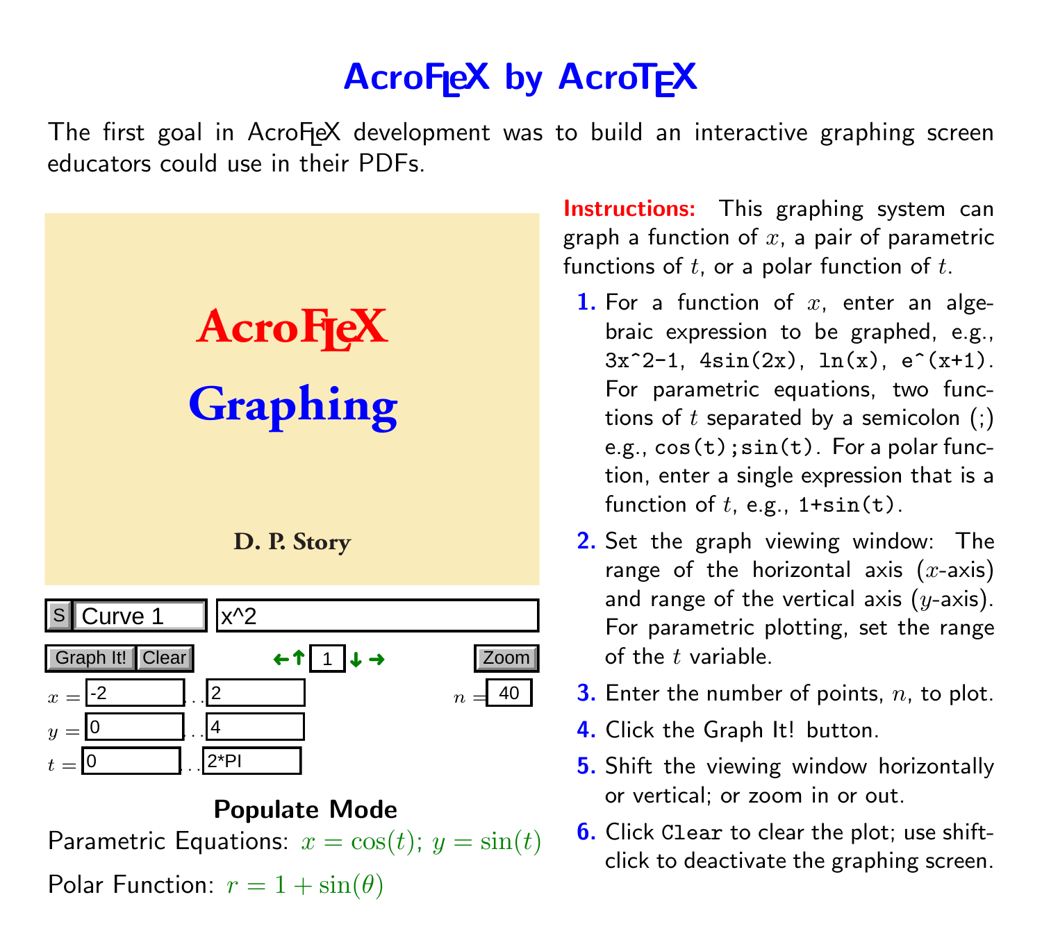# AcroFLeX by AcroTEX

The first goal in AcroFLeX development was to build an interactive graphing screen educators could use in their PDFs.

**AcroFLeX**

**Graphing**

**D. P. Story**

S | Curve 1 | x^2

Graph It! | Clear | ← ↑ 1 ↓ → | Zoom

$x =$ -2 ... 2 $n =$ 40

$y =$ 0 ... 4

$t =$ 0 ... 2*PI

**Populate Mode**

Parametric Equations: $x = \cos(t)$; $y = \sin(t)$

Polar Function: $r = 1 + \sin(\theta)$

**Instructions:** This graphing system can graph a function of $x$, a pair of parametric functions of $t$, or a polar function of $t$.

1. For a function of $x$, enter an algebraic expression to be graphed, e.g., `3x^2-1`, `4sin(2x)`, `ln(x)`, `e^(x+1)`. For parametric equations, two functions of $t$ separated by a semicolon (;) e.g., `cos(t);sin(t)`. For a polar function, enter a single expression that is a function of $t$, e.g., `1+sin(t)`.
2. Set the graph viewing window: The range of the horizontal axis ($x$-axis) and range of the vertical axis ($y$-axis). For parametric plotting, set the range of the $t$ variable.
3. Enter the number of points, $n$, to plot.
4. Click the Graph It! button.
5. Shift the viewing window horizontally or vertical; or zoom in or out.
6. Click `Clear` to clear the plot; use shift-click to deactivate the graphing screen.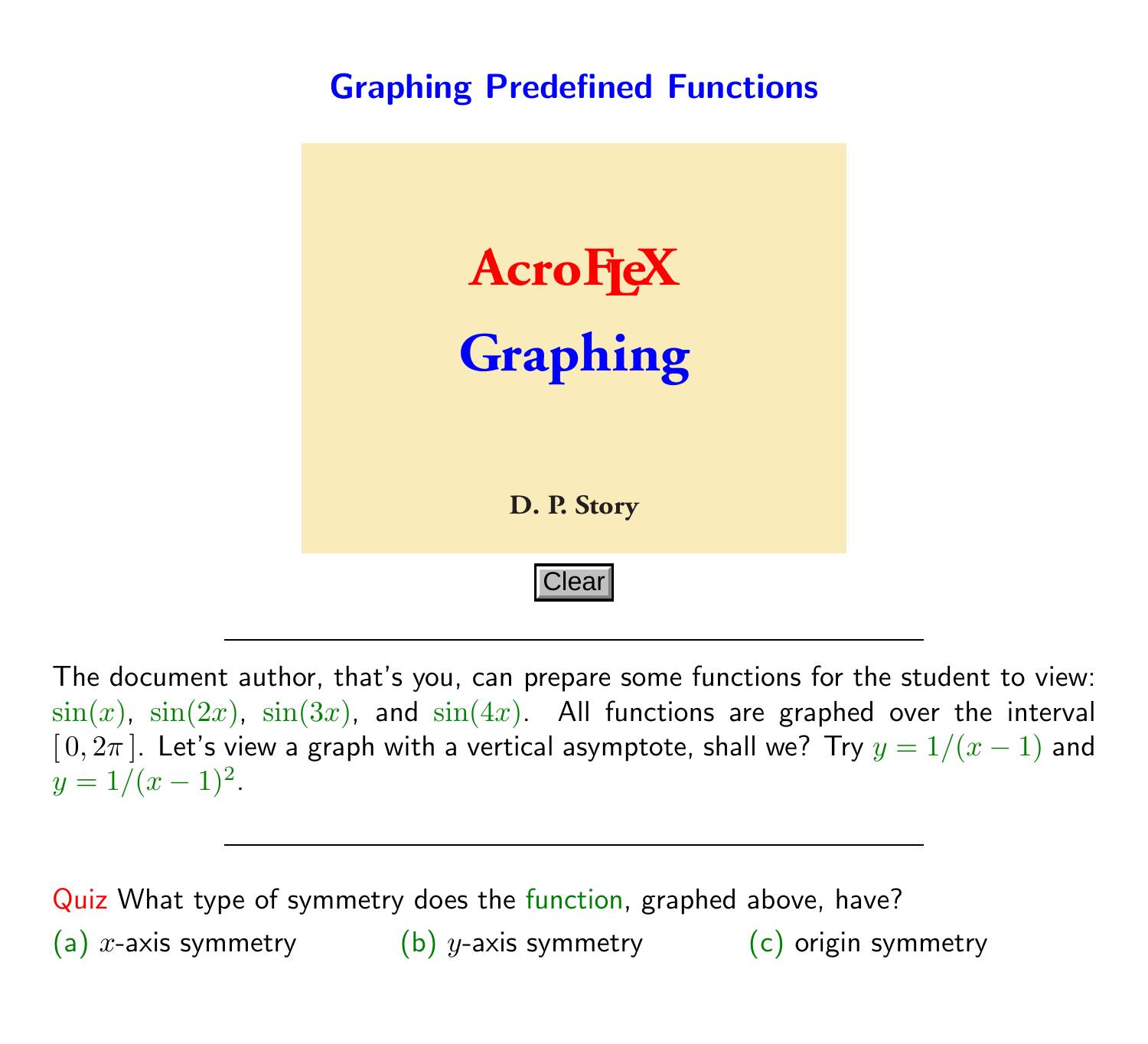# Graphing Predefined Functions

**AcroFLeX**

**Graphing**

**D. P. Story**

Clear

---

The document author, that's you, can prepare some functions for the student to view: $\sin(x)$, $\sin(2x)$, $\sin(3x)$, and $\sin(4x)$. All functions are graphed over the interval $[0, 2\pi]$. Let's view a graph with a vertical asymptote, shall we? Try $y = 1/(x-1)$ and $y = 1/(x-1)^2$.

---

Quiz What type of symmetry does the function, graphed above, have?

(a) $x$-axis symmetry (b) $y$-axis symmetry (c) origin symmetry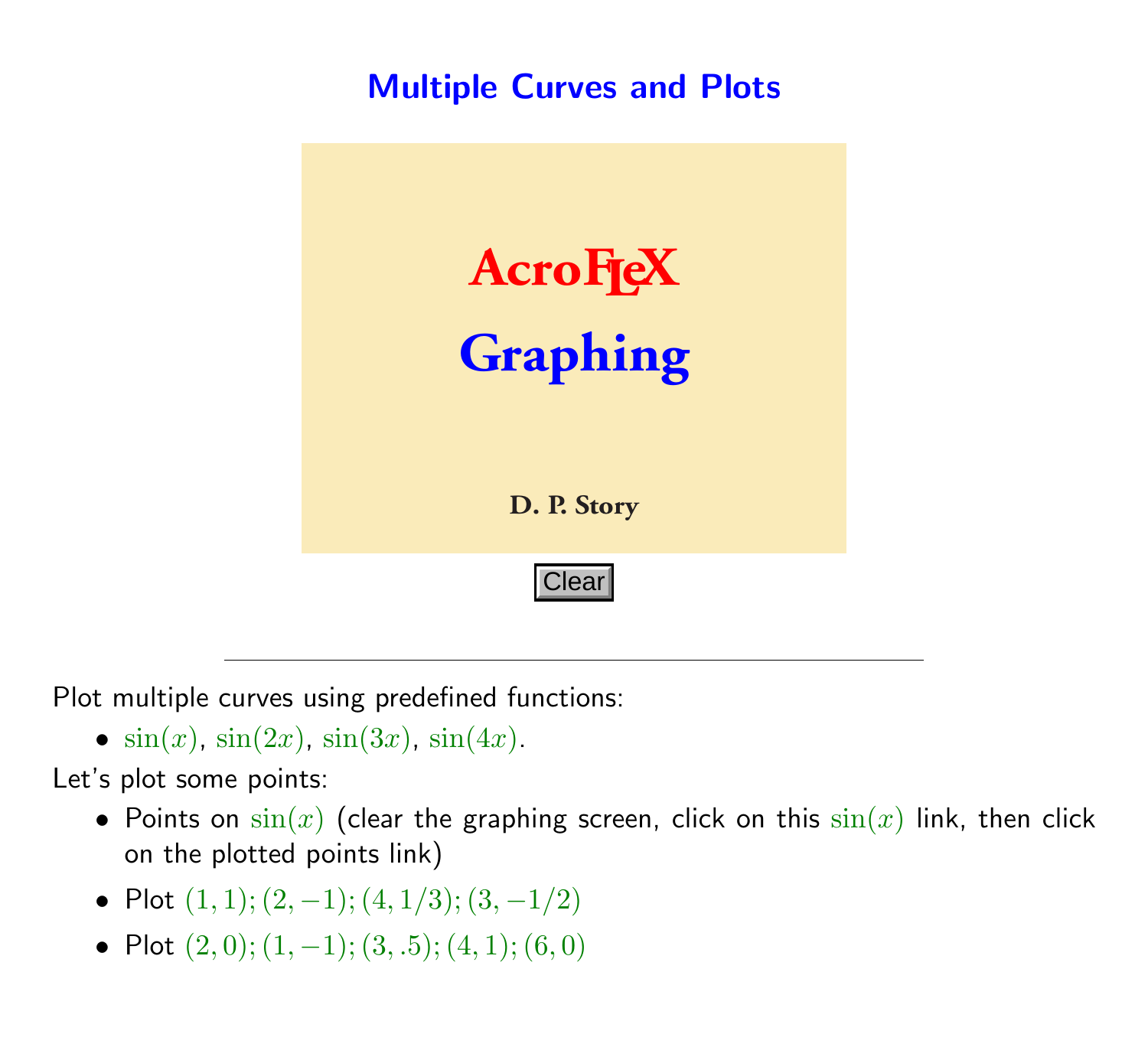# Multiple Curves and Plots

AcroTeX

Graphing

D. P. Story

Clear

---

Plot multiple curves using predefined functions:

- $\sin(x)$, $\sin(2x)$, $\sin(3x)$, $\sin(4x)$.

Let's plot some points:

- Points on $\sin(x)$ (clear the graphing screen, click on this $\sin(x)$ link, then click on the plotted points link)
- Plot $(1, 1); (2, -1); (4, 1/3); (3, -1/2)$
- Plot $(2, 0); (1, -1); (3, .5); (4, 1); (6, 0)$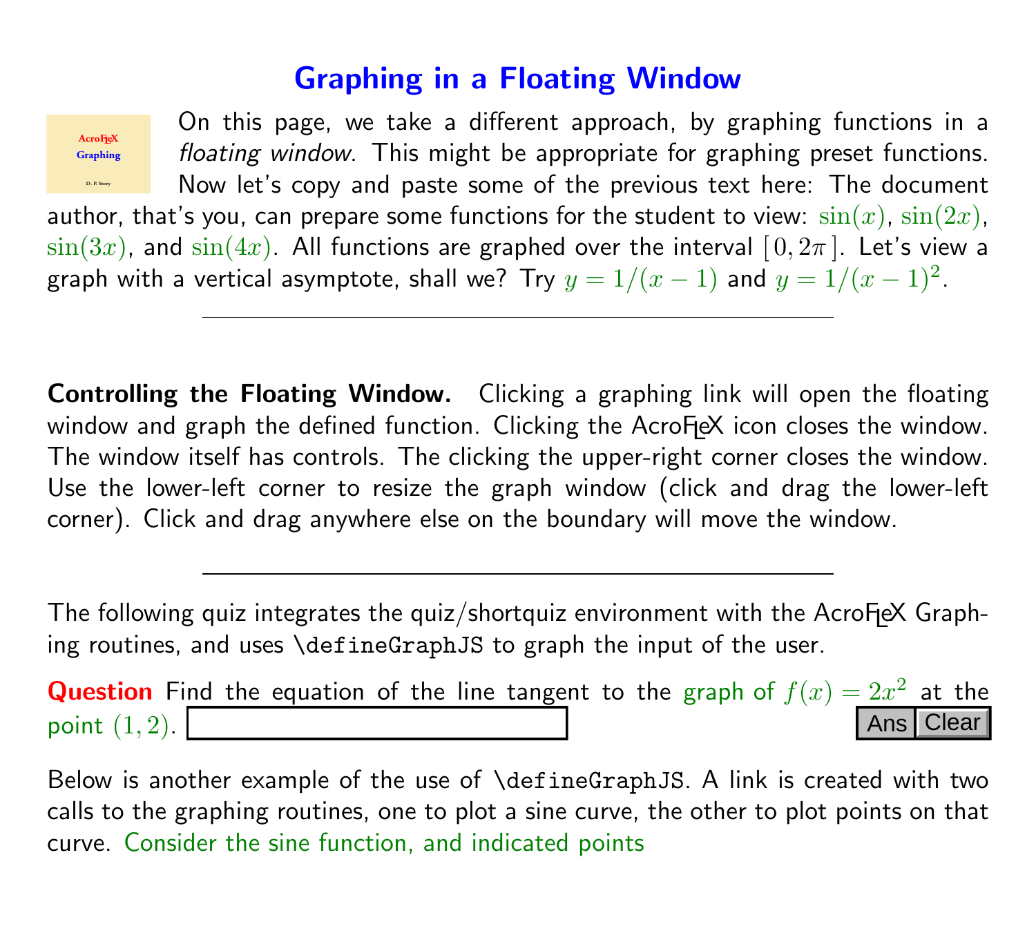# Graphing in a Floating Window

On this page, we take a different approach, by graphing functions in a *floating window*. This might be appropriate for graphing preset functions. Now let's copy and paste some of the previous text here: The document author, that's you, can prepare some functions for the student to view: $\sin(x)$, $\sin(2x)$, $\sin(3x)$, and $\sin(4x)$. All functions are graphed over the interval $[\,0, 2\pi\,]$. Let's view a graph with a vertical asymptote, shall we? Try $y = 1/(x-1)$ and $y = 1/(x-1)^2$.

---

**Controlling the Floating Window.** Clicking a graphing link will open the floating window and graph the defined function. Clicking the AcroTeX icon closes the window. The window itself has controls. The clicking the upper-right corner closes the window. Use the lower-left corner to resize the graph window (click and drag the lower-left corner). Click and drag anywhere else on the boundary will move the window.

---

The following quiz integrates the quiz/shortquiz environment with the AcroTeX Graphing routines, and uses \defineGraphJS to graph the input of the user.

**Question** Find the equation of the line tangent to the graph of $f(x) = 2x^2$ at the point $(1, 2)$.

Below is another example of the use of \defineGraphJS. A link is created with two calls to the graphing routines, one to plot a sine curve, the other to plot points on that curve. Consider the sine function, and indicated points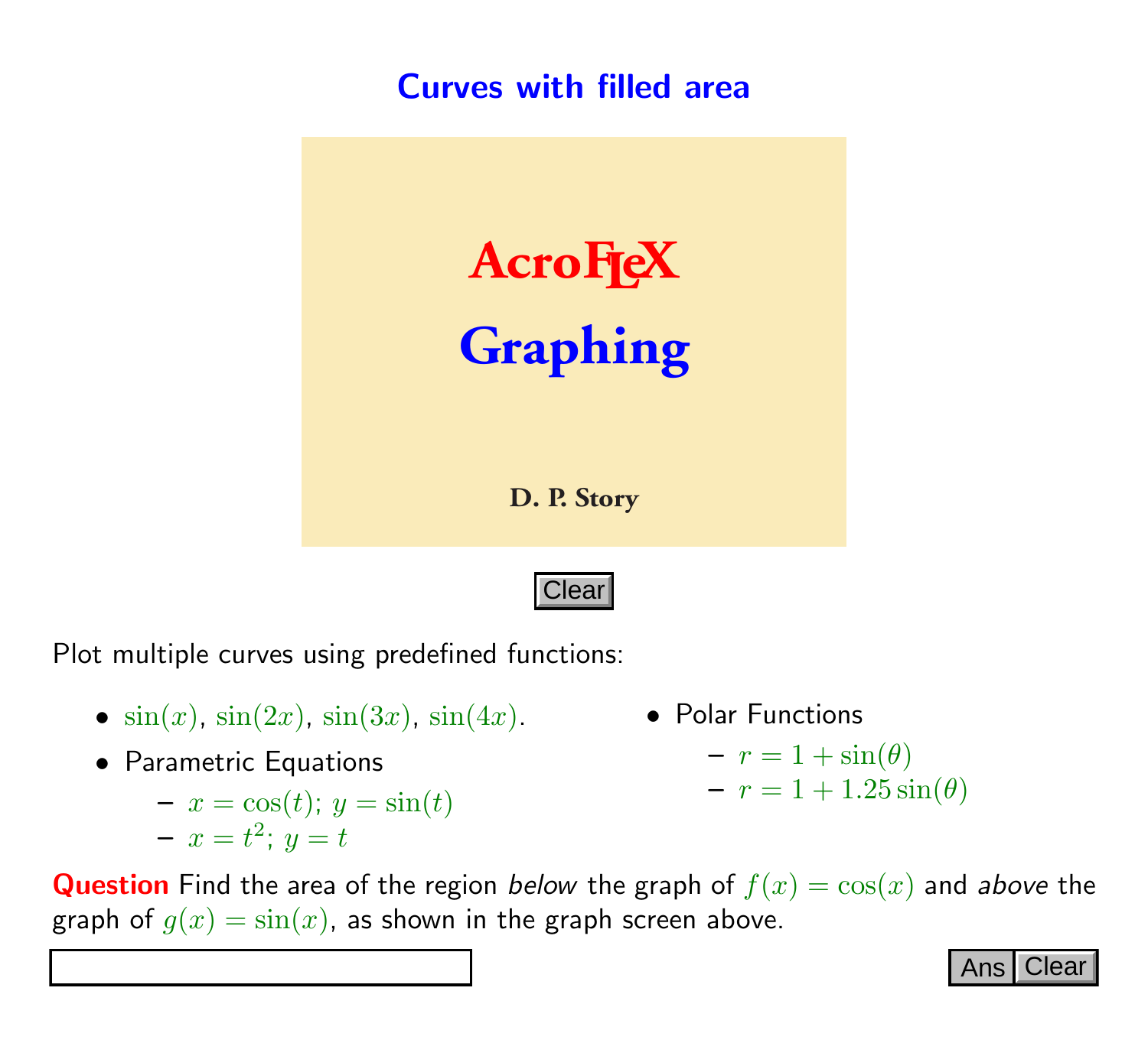## Curves with filled area

**AcroFLeX**

**Graphing**

**D. P. Story**

Clear

Plot multiple curves using predefined functions:

- $\sin(x)$, $\sin(2x)$, $\sin(3x)$, $\sin(4x)$.
- Parametric Equations
  - $x = \cos(t)$; $y = \sin(t)$
  - $x = t^2$; $y = t$
- Polar Functions
  - $r = 1 + \sin(\theta)$
  - $r = 1 + 1.25\sin(\theta)$

**Question** Find the area of the region *below* the graph of $f(x) = \cos(x)$ and *above* the graph of $g(x) = \sin(x)$, as shown in the graph screen above.

Ans Clear